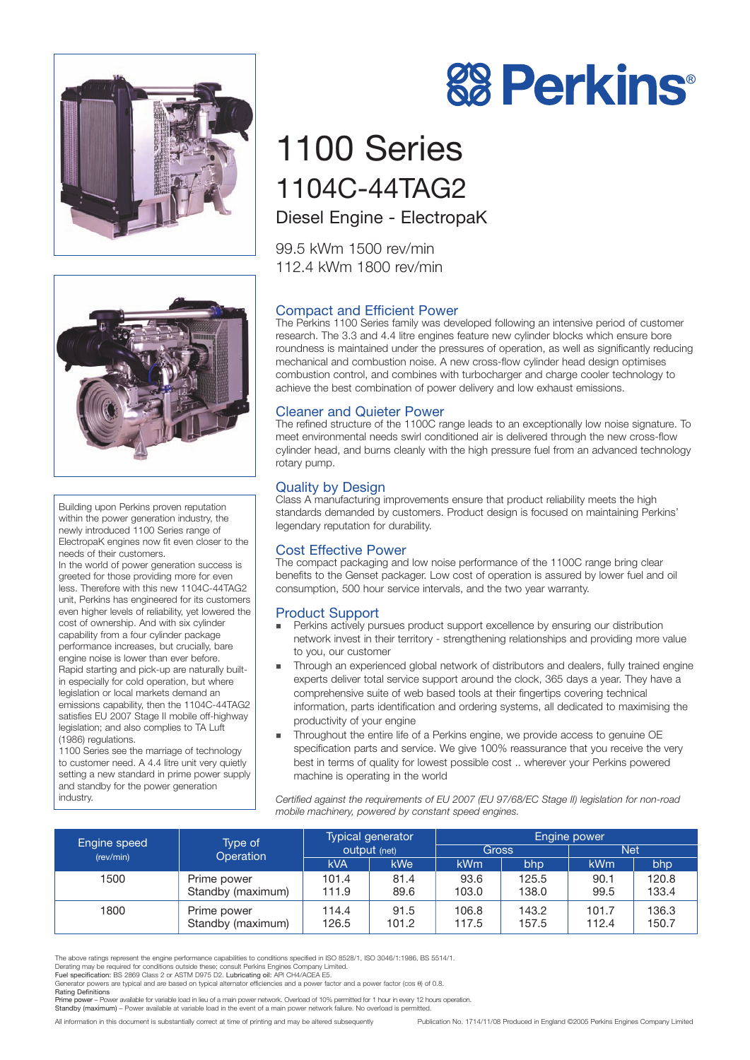# Perkins

# 1100 Series

## 1104C-44TAG2

### Diesel Engine - ElectropaK

99.5 kWm 1500 rev/min
112.4 kWm 1800 rev/min

Building upon Perkins proven reputation within the power generation industry, the newly introduced 1100 Series range of ElectropaK engines now fit even closer to the needs of their customers.
In the world of power generation success is greeted for those providing more for even less. Therefore with this new 1104C-44TAG2 unit, Perkins has engineered for its customers even higher levels of reliability, yet lowered the cost of ownership. And with six cylinder capability from a four cylinder package performance increases, but crucially, bare engine noise is lower than ever before.
Rapid starting and pick-up are naturally built-in especially for cold operation, but where legislation or local markets demand an emissions capability, then the 1104C-44TAG2 satisfies EU 2007 Stage II mobile off-highway legislation; and also complies to TA Luft (1986) regulations.
1100 Series see the marriage of technology to customer need. A 4.4 litre unit very quietly setting a new standard in prime power supply and standby for the power generation industry.

### Compact and Efficient Power

The Perkins 1100 Series family was developed following an intensive period of customer research. The 3.3 and 4.4 litre engines feature new cylinder blocks which ensure bore roundness is maintained under the pressures of operation, as well as significantly reducing mechanical and combustion noise. A new cross-flow cylinder head design optimises combustion control, and combines with turbocharger and charge cooler technology to achieve the best combination of power delivery and low exhaust emissions.

### Cleaner and Quieter Power

The refined structure of the 1100C range leads to an exceptionally low noise signature. To meet environmental needs swirl conditioned air is delivered through the new cross-flow cylinder head, and burns cleanly with the high pressure fuel from an advanced technology rotary pump.

### Quality by Design

Class A manufacturing improvements ensure that product reliability meets the high standards demanded by customers. Product design is focused on maintaining Perkins' legendary reputation for durability.

### Cost Effective Power

The compact packaging and low noise performance of the 1100C range bring clear benefits to the Genset packager. Low cost of operation is assured by lower fuel and oil consumption, 500 hour service intervals, and the two year warranty.

### Product Support

- Perkins actively pursues product support excellence by ensuring our distribution network invest in their territory - strengthening relationships and providing more value to you, our customer
- Through an experienced global network of distributors and dealers, fully trained engine experts deliver total service support around the clock, 365 days a year. They have a comprehensive suite of web based tools at their fingertips covering technical information, parts identification and ordering systems, all dedicated to maximising the productivity of your engine
- Throughout the entire life of a Perkins engine, we provide access to genuine OE specification parts and service. We give 100% reassurance that you receive the very best in terms of quality for lowest possible cost .. wherever your Perkins powered machine is operating in the world

*Certified against the requirements of EU 2007 (EU 97/68/EC Stage II) legislation for non-road mobile machinery, powered by constant speed engines.*

| Engine speed (rev/min) | Type of Operation | Typical generator output (net) | | Engine power | | | |
|---|---|---|---|---|---|---|---|
| | | | | Gross | | Net | |
| | | kVA | kWe | kWm | bhp | kWm | bhp |
| 1500 | Prime power | 101.4 | 81.4 | 93.6 | 125.5 | 90.1 | 120.8 |
| | Standby (maximum) | 111.9 | 89.6 | 103.0 | 138.0 | 99.5 | 133.4 |
| 1800 | Prime power | 114.4 | 91.5 | 106.8 | 143.2 | 101.7 | 136.3 |
| | Standby (maximum) | 126.5 | 101.2 | 117.5 | 157.5 | 112.4 | 150.7 |

The above ratings represent the engine performance capabilities to conditions specified in ISO 8528/1, ISO 3046/1:1986, BS 5514/1.
Derating may be required for conditions outside these; consult Perkins Engines Company Limited.
**Fuel specification:** BS 2869 Class 2 or ASTM D975 D2. **Lubricating oil:** API CH4/ACEA E5.
Generator powers are typical and are based on typical alternator efficiencies and a power factor and a power factor (cos θ) of 0.8.
**Rating Definitions**
**Prime power** – Power available for variable load in lieu of a main power network. Overload of 10% permitted for 1 hour in every 12 hours operation.
**Standby (maximum)** – Power available at variable load in the event of a main power network failure. No overload is permitted.

All information in this document is substantially correct at time of printing and may be altered subsequently

Publication No. 1714/11/08 Produced in England ©2005 Perkins Engines Company Limited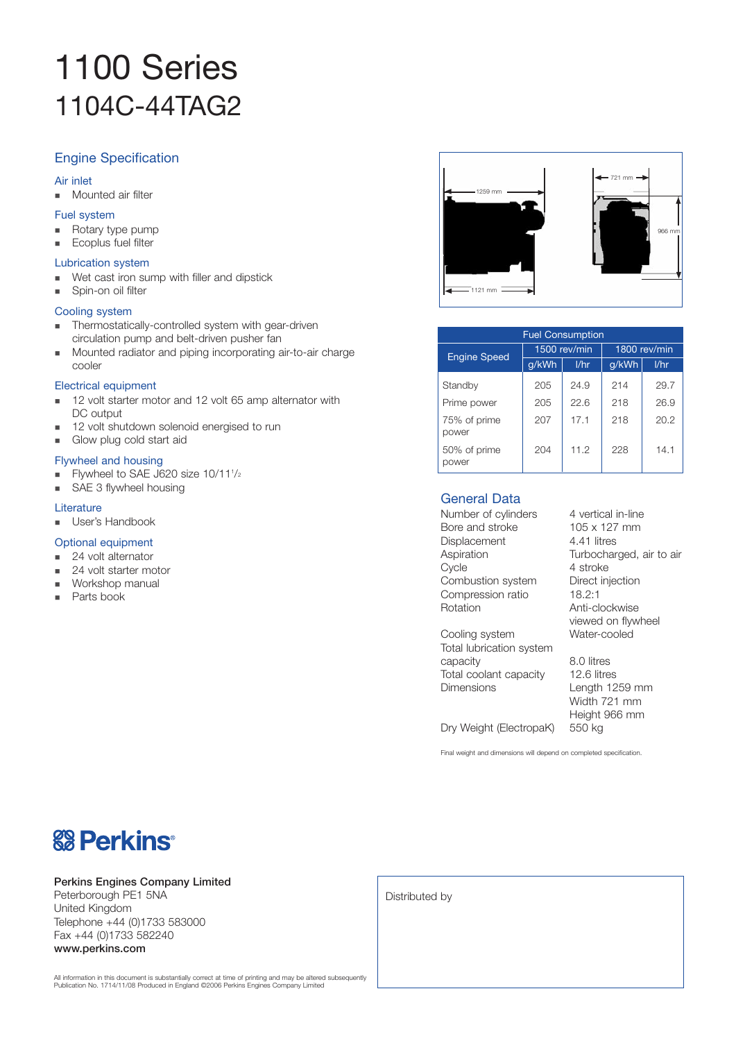# 1100 Series
## 1104C-44TAG2

### Engine Specification

**Air inlet**
- Mounted air filter

**Fuel system**
- Rotary type pump
- Ecoplus fuel filter

**Lubrication system**
- Wet cast iron sump with filler and dipstick
- Spin-on oil filter

**Cooling system**
- Thermostatically-controlled system with gear-driven circulation pump and belt-driven pusher fan
- Mounted radiator and piping incorporating air-to-air charge cooler

**Electrical equipment**
- 12 volt starter motor and 12 volt 65 amp alternator with DC output
- 12 volt shutdown solenoid energised to run
- Glow plug cold start aid

**Flywheel and housing**
- Flywheel to SAE J620 size 10/11½
- SAE 3 flywheel housing

**Literature**
- User's Handbook

**Optional equipment**
- 24 volt alternator
- 24 volt starter motor
- Workshop manual
- Parts book

1259 mm

1121 mm

721 mm

966 mm

| Fuel Consumption | | | | |
|---|---|---|---|---|
| Engine Speed | 1500 rev/min | | 1800 rev/min | |
| | g/kWh | l/hr | g/kWh | l/hr |
| Standby | 205 | 24.9 | 214 | 29.7 |
| Prime power | 205 | 22.6 | 218 | 26.9 |
| 75% of prime power | 207 | 17.1 | 218 | 20.2 |
| 50% of prime power | 204 | 11.2 | 228 | 14.1 |

### General Data

| | |
|---|---|
| Number of cylinders | 4 vertical in-line |
| Bore and stroke | 105 x 127 mm |
| Displacement | 4.41 litres |
| Aspiration | Turbocharged, air to air |
| Cycle | 4 stroke |
| Combustion system | Direct injection |
| Compression ratio | 18.2:1 |
| Rotation | Anti-clockwise viewed on flywheel |
| Cooling system | Water-cooled |
| Total lubrication system capacity | 8.0 litres |
| Total coolant capacity | 12.6 litres |
| Dimensions | Length 1259 mm<br>Width 721 mm<br>Height 966 mm |
| Dry Weight (ElectropaK) | 550 kg |

Final weight and dimensions will depend on completed specification.

Perkins

**Perkins Engines Company Limited**
Peterborough PE1 5NA
United Kingdom
Telephone +44 (0)1733 583000
Fax +44 (0)1733 582240
**www.perkins.com**

Distributed by

All information in this document is substantially correct at time of printing and may be altered subsequently
Publication No. 1714/11/08 Produced in England ©2006 Perkins Engines Company Limited